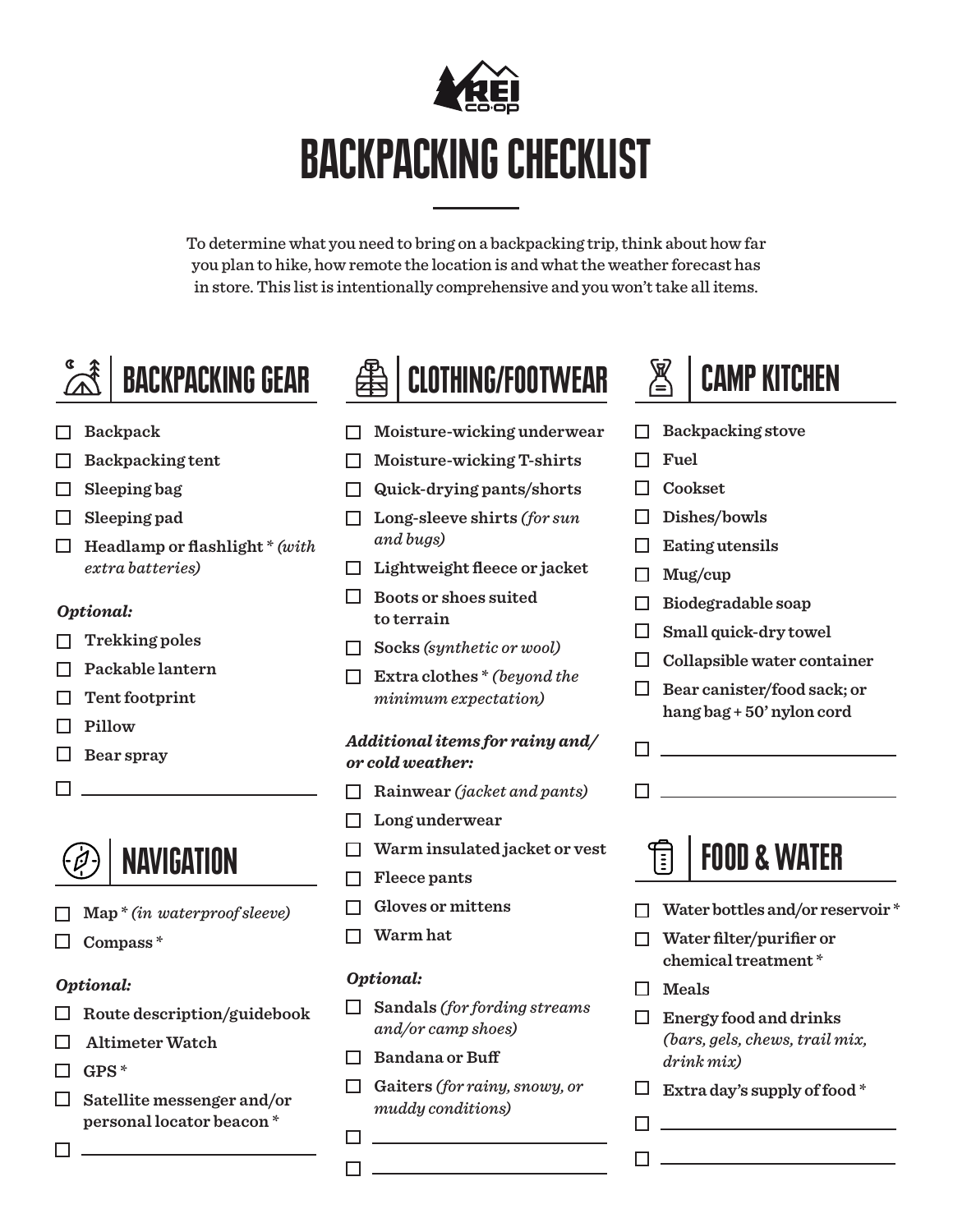# BACKPACKING CHECKLIST

To determine what you need to bring on a backpacking trip, think about how far you plan to hike, how remote the location is and what the weather forecast has in store. This list is intentionally comprehensive and you won't take all items.

## BACKPACKING GEAR

- [ ] **Backpack**
- [ ] **Backpacking tent**
- [ ] **Sleeping bag**
- [ ] **Sleeping pad**
- [ ] **Headlamp or flashlight** * *(with extra batteries)*

***Optional:***

- [ ] **Trekking poles**
- [ ] **Packable lantern**
- [ ] **Tent footprint**
- [ ] **Pillow**
- [ ] **Bear spray**
- [ ] ____________________

## NAVIGATION

- [ ] **Map** * *(in waterproof sleeve)*
- [ ] **Compass** *

***Optional:***

- [ ] **Route description/guidebook**
- [ ] **Altimeter Watch**
- [ ] **GPS** *
- [ ] **Satellite messenger and/or personal locator beacon** *
- [ ] ____________________

## CLOTHING/FOOTWEAR

- [ ] **Moisture-wicking underwear**
- [ ] **Moisture-wicking T-shirts**
- [ ] **Quick-drying pants/shorts**
- [ ] **Long-sleeve shirts** *(for sun and bugs)*
- [ ] **Lightweight fleece or jacket**
- [ ] **Boots or shoes suited to terrain**
- [ ] **Socks** *(synthetic or wool)*
- [ ] **Extra clothes** * *(beyond the minimum expectation)*

***Additional items for rainy and/or cold weather:***

- [ ] **Rainwear** *(jacket and pants)*
- [ ] **Long underwear**
- [ ] **Warm insulated jacket or vest**
- [ ] **Fleece pants**
- [ ] **Gloves or mittens**
- [ ] **Warm hat**

***Optional:***

- [ ] **Sandals** *(for fording streams and/or camp shoes)*
- [ ] **Bandana or Buff**
- [ ] **Gaiters** *(for rainy, snowy, or muddy conditions)*
- [ ] ____________________
- [ ] ____________________

## CAMP KITCHEN

- [ ] **Backpacking stove**
- [ ] **Fuel**
- [ ] **Cookset**
- [ ] **Dishes/bowls**
- [ ] **Eating utensils**
- [ ] **Mug/cup**
- [ ] **Biodegradable soap**
- [ ] **Small quick-dry towel**
- [ ] **Collapsible water container**
- [ ] **Bear canister/food sack; or hang bag + 50' nylon cord**
- [ ] ____________________
- [ ] ____________________

## FOOD & WATER

- [ ] **Water bottles and/or reservoir** *
- [ ] **Water filter/purifier or chemical treatment** *
- [ ] **Meals**
- [ ] **Energy food and drinks** *(bars, gels, chews, trail mix, drink mix)*
- [ ] **Extra day's supply of food** *
- [ ] ____________________
- [ ] ____________________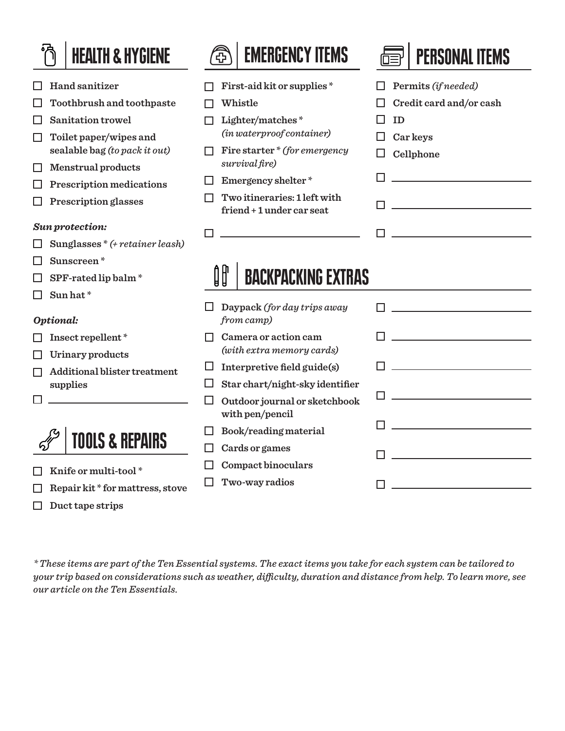## HEALTH & HYGIENE

- [ ] Hand sanitizer
- [ ] Toothbrush and toothpaste
- [ ] Sanitation trowel
- [ ] Toilet paper/wipes and sealable bag *(to pack it out)*
- [ ] Menstrual products
- [ ] Prescription medications
- [ ] Prescription glasses

***Sun protection:***

- [ ] Sunglasses * *(+ retainer leash)*
- [ ] Sunscreen *
- [ ] SPF-rated lip balm *
- [ ] Sun hat *

***Optional:***

- [ ] Insect repellent *
- [ ] Urinary products
- [ ] Additional blister treatment supplies
- [ ] ______________________

## TOOLS & REPAIRS

- [ ] Knife or multi-tool *
- [ ] Repair kit * for mattress, stove
- [ ] Duct tape strips

## EMERGENCY ITEMS

- [ ] First-aid kit or supplies *
- [ ] Whistle
- [ ] Lighter/matches * *(in waterproof container)*
- [ ] Fire starter * *(for emergency survival fire)*
- [ ] Emergency shelter *
- [ ] Two itineraries: 1 left with friend + 1 under car seat
- [ ] ______________________

## PERSONAL ITEMS

- [ ] Permits *(if needed)*
- [ ] Credit card and/or cash
- [ ] ID
- [ ] Car keys
- [ ] Cellphone
- [ ] ______________________
- [ ] ______________________
- [ ] ______________________

## BACKPACKING EXTRAS

- [ ] Daypack *(for day trips away from camp)*
- [ ] Camera or action cam *(with extra memory cards)*
- [ ] Interpretive field guide(s)
- [ ] Star chart/night-sky identifier
- [ ] Outdoor journal or sketchbook with pen/pencil
- [ ] Book/reading material
- [ ] Cards or games
- [ ] Compact binoculars
- [ ] Two-way radios
- [ ] ______________________
- [ ] ______________________
- [ ] ______________________
- [ ] ______________________
- [ ] ______________________
- [ ] ______________________
- [ ] ______________________

*\* These items are part of the Ten Essential systems. The exact items you take for each system can be tailored to your trip based on considerations such as weather, difficulty, duration and distance from help. To learn more, see our article on the Ten Essentials.*